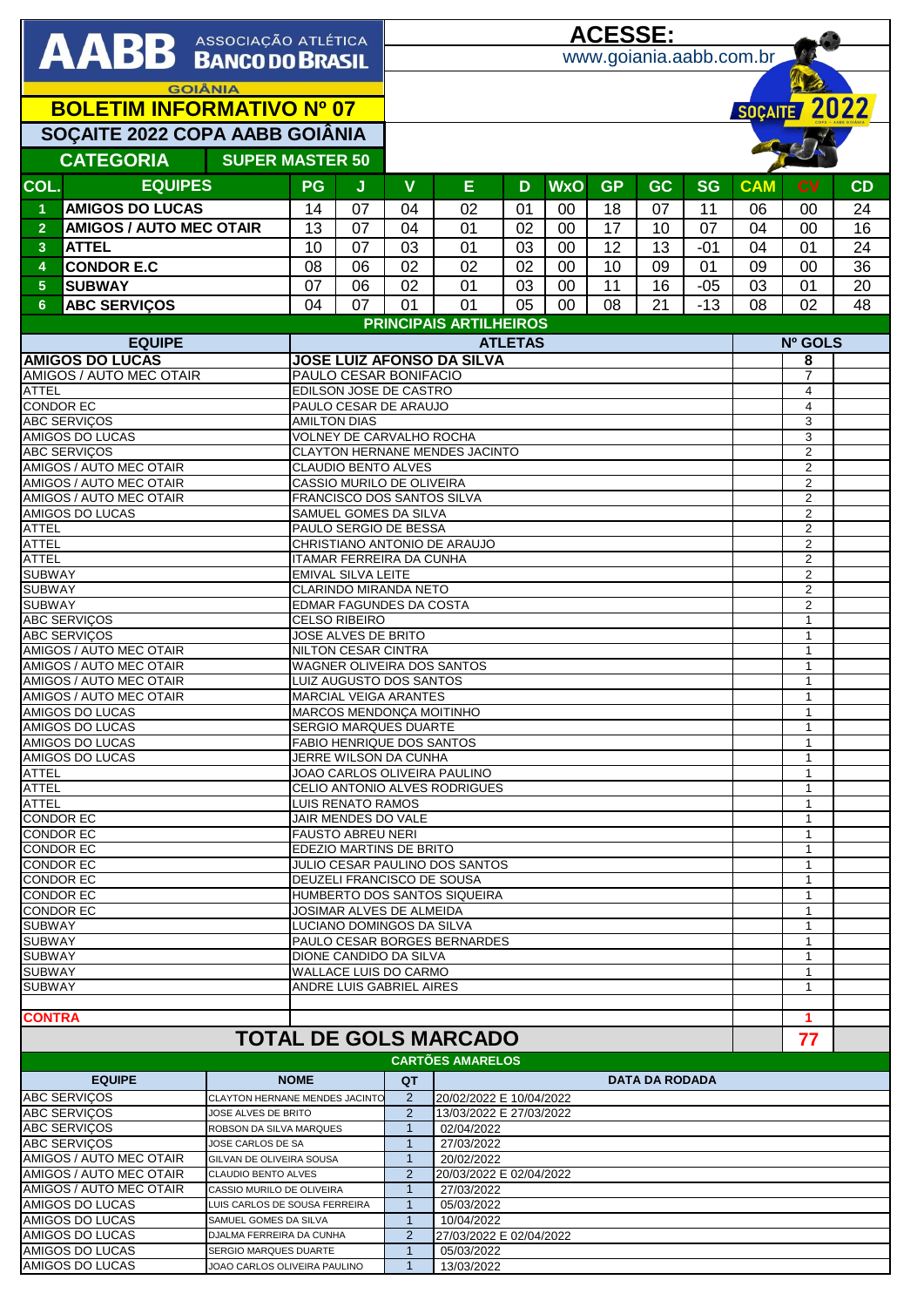# AABB ASSOCIAÇÃO ATLÉTICA BANCO DO BRASIL

GOIÂNIA

## BOLETIM INFORMATIVO Nº 07

## SOÇAITE 2022 COPA AABB GOIÂNIA

**ACESSE:** www.goiania.aabb.com.br

SOÇAITE 2022

**CATEGORIA** | **SUPER MASTER 50**

| COL. | EQUIPES | PG | J | V | E | D | WxO | GP | GC | SG | CAM | CV | CD |
|---|---|---|---|---|---|---|---|---|---|---|---|---|---|
| 1 | AMIGOS DO LUCAS | 14 | 07 | 04 | 02 | 01 | 00 | 18 | 07 | 11 | 06 | 00 | 24 |
| 2 | AMIGOS / AUTO MEC OTAIR | 13 | 07 | 04 | 01 | 02 | 00 | 17 | 10 | 07 | 04 | 00 | 16 |
| 3 | ATTEL | 10 | 07 | 03 | 01 | 03 | 00 | 12 | 13 | -01 | 04 | 01 | 24 |
| 4 | CONDOR E.C | 08 | 06 | 02 | 02 | 02 | 00 | 10 | 09 | 01 | 09 | 00 | 36 |
| 5 | SUBWAY | 07 | 06 | 02 | 01 | 03 | 00 | 11 | 16 | -05 | 03 | 01 | 20 |
| 6 | ABC SERVIÇOS | 04 | 07 | 01 | 01 | 05 | 00 | 08 | 21 | -13 | 08 | 02 | 48 |

## PRINCIPAIS ARTILHEIROS

| EQUIPE | ATLETAS | Nº GOLS |
|---|---|---|
| AMIGOS DO LUCAS | JOSE LUIZ AFONSO DA SILVA | 8 |
| AMIGOS / AUTO MEC OTAIR | PAULO CESAR BONIFACIO | 7 |
| ATTEL | EDILSON JOSE DE CASTRO | 4 |
| CONDOR EC | PAULO CESAR DE ARAUJO | 4 |
| ABC SERVIÇOS | AMILTON DIAS | 3 |
| AMIGOS DO LUCAS | VOLNEY DE CARVALHO ROCHA | 3 |
| ABC SERVIÇOS | CLAYTON HERNANE MENDES JACINTO | 2 |
| AMIGOS / AUTO MEC OTAIR | CLAUDIO BENTO ALVES | 2 |
| AMIGOS / AUTO MEC OTAIR | CASSIO MURILO DE OLIVEIRA | 2 |
| AMIGOS / AUTO MEC OTAIR | FRANCISCO DOS SANTOS SILVA | 2 |
| AMIGOS DO LUCAS | SAMUEL GOMES DA SILVA | 2 |
| ATTEL | PAULO SERGIO DE BESSA | 2 |
| ATTEL | CHRISTIANO ANTONIO DE ARAUJO | 2 |
| ATTEL | ITAMAR FERREIRA DA CUNHA | 2 |
| SUBWAY | EMIVAL SILVA LEITE | 2 |
| SUBWAY | CLARINDO MIRANDA NETO | 2 |
| SUBWAY | EDMAR FAGUNDES DA COSTA | 2 |
| ABC SERVIÇOS | CELSO RIBEIRO | 1 |
| ABC SERVIÇOS | JOSE ALVES DE BRITO | 1 |
| AMIGOS / AUTO MEC OTAIR | NILTON CESAR CINTRA | 1 |
| AMIGOS / AUTO MEC OTAIR | WAGNER OLIVEIRA DOS SANTOS | 1 |
| AMIGOS / AUTO MEC OTAIR | LUIZ AUGUSTO DOS SANTOS | 1 |
| AMIGOS / AUTO MEC OTAIR | MARCIAL VEIGA ARANTES | 1 |
| AMIGOS DO LUCAS | MARCOS MENDONÇA MOITINHO | 1 |
| AMIGOS DO LUCAS | SERGIO MARQUES DUARTE | 1 |
| AMIGOS DO LUCAS | FABIO HENRIQUE DOS SANTOS | 1 |
| AMIGOS DO LUCAS | JERRE WILSON DA CUNHA | 1 |
| ATTEL | JOAO CARLOS OLIVEIRA PAULINO | 1 |
| ATTEL | CELIO ANTONIO ALVES RODRIGUES | 1 |
| ATTEL | LUIS RENATO RAMOS | 1 |
| CONDOR EC | JAIR MENDES DO VALE | 1 |
| CONDOR EC | FAUSTO ABREU NERI | 1 |
| CONDOR EC | EDEZIO MARTINS DE BRITO | 1 |
| CONDOR EC | JULIO CESAR PAULINO DOS SANTOS | 1 |
| CONDOR EC | DEUZELI FRANCISCO DE SOUSA | 1 |
| CONDOR EC | HUMBERTO DOS SANTOS SIQUEIRA | 1 |
| CONDOR EC | JOSIMAR ALVES DE ALMEIDA | 1 |
| SUBWAY | LUCIANO DOMINGOS DA SILVA | 1 |
| SUBWAY | PAULO CESAR BORGES BERNARDES | 1 |
| SUBWAY | DIONE CANDIDO DA SILVA | 1 |
| SUBWAY | WALLACE LUIS DO CARMO | 1 |
| SUBWAY | ANDRE LUIS GABRIEL AIRES | 1 |
| CONTRA | | 1 |
| **TOTAL DE GOLS MARCADO** | | **77** |

## CARTÕES AMARELOS

| EQUIPE | NOME | QT | DATA DA RODADA |
|---|---|---|---|
| ABC SERVIÇOS | CLAYTON HERNANE MENDES JACINTO | 2 | 20/02/2022 E 10/04/2022 |
| ABC SERVIÇOS | JOSE ALVES DE BRITO | 2 | 13/03/2022 E 27/03/2022 |
| ABC SERVIÇOS | ROBSON DA SILVA MARQUES | 1 | 02/04/2022 |
| ABC SERVIÇOS | JOSE CARLOS DE SA | 1 | 27/03/2022 |
| AMIGOS / AUTO MEC OTAIR | GILVAN DE OLIVEIRA SOUSA | 1 | 20/02/2022 |
| AMIGOS / AUTO MEC OTAIR | CLAUDIO BENTO ALVES | 2 | 20/03/2022 E 02/04/2022 |
| AMIGOS / AUTO MEC OTAIR | CASSIO MURILO DE OLIVEIRA | 1 | 27/03/2022 |
| AMIGOS DO LUCAS | LUIS CARLOS DE SOUSA FERREIRA | 1 | 05/03/2022 |
| AMIGOS DO LUCAS | SAMUEL GOMES DA SILVA | 1 | 10/04/2022 |
| AMIGOS DO LUCAS | DJALMA FERREIRA DA CUNHA | 2 | 27/03/2022 E 02/04/2022 |
| AMIGOS DO LUCAS | SERGIO MARQUES DUARTE | 1 | 05/03/2022 |
| AMIGOS DO LUCAS | JOAO CARLOS OLIVEIRA PAULINO | 1 | 13/03/2022 |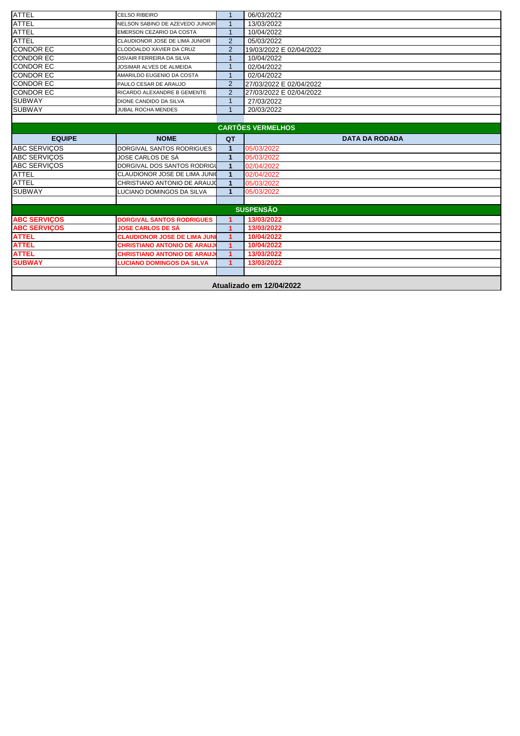| | | | |
|---|---|---|---|
| ATTEL | CELSO RIBEIRO | 1 | 06/03/2022 |
| ATTEL | NELSON SABINO DE AZEVEDO JUNIOR | 1 | 13/03/2022 |
| ATTEL | EMERSON CEZARIO DA COSTA | 1 | 10/04/2022 |
| ATTEL | CLAUDIONOR JOSE DE LIMA JUNIOR | 2 | 05/03/2022 |
| CONDOR EC | CLODOALDO XAVIER DA CRUZ | 2 | 19/03/2022 E 02/04/2022 |
| CONDOR EC | OSVAIR FERREIRA DA SILVA | 1 | 10/04/2022 |
| CONDOR EC | JOSIMAR ALVES DE ALMEIDA | 1 | 02/04/2022 |
| CONDOR EC | AMARILDO EUGENIO DA COSTA | 1 | 02/04/2022 |
| CONDOR EC | PAULO CESAR DE ARAUJO | 2 | 27/03/2022 E 02/04/2022 |
| CONDOR EC | RICARDO ALEXANDRE B GEMENTE | 2 | 27/03/2022 E 02/04/2022 |
| SUBWAY | DIONE CANDIDO DA SILVA | 1 | 27/03/2022 |
| SUBWAY | JUBAL ROCHA MENDES | 1 | 20/03/2022 |

## CARTÕES VERMELHOS

| EQUIPE | NOME | QT | DATA DA RODADA |
|---|---|---|---|
| ABC SERVIÇOS | DORGIVAL SANTOS RODRIGUES | 1 | 05/03/2022 |
| ABC SERVIÇOS | JOSE CARLOS DE SÁ | 1 | 05/03/2022 |
| ABC SERVIÇOS | DORGIVAL DOS SANTOS RODRIGU | 1 | 02/04/2022 |
| ATTEL | CLAUDIONOR JOSE DE LIMA JUNI | 1 | 02/04/2022 |
| ATTEL | CHRISTIANO ANTONIO DE ARAUJO | 1 | 05/03/2022 |
| SUBWAY | LUCIANO DOMINGOS DA SILVA | 1 | 05/03/2022 |

## SUSPENSÃO

| | | | |
|---|---|---|---|
| **ABC SERVIÇOS** | **DORGIVAL SANTOS RODRIGUES** | **1** | **13/03/2022** |
| **ABC SERVIÇOS** | **JOSE CARLOS DE SÁ** | **1** | **13/03/2022** |
| **ATTEL** | **CLAUDIONOR JOSE DE LIMA JUNI** | **1** | **10/04/2022** |
| **ATTEL** | **CHRISTIANO ANTONIO DE ARAUJ** | **1** | **10/04/2022** |
| **ATTEL** | **CHRISTIANO ANTONIO DE ARAUJ** | **1** | **13/03/2022** |
| **SUBWAY** | **LUCIANO DOMINGOS DA SILVA** | **1** | **13/03/2022** |

**Atualizado em 12/04/2022**